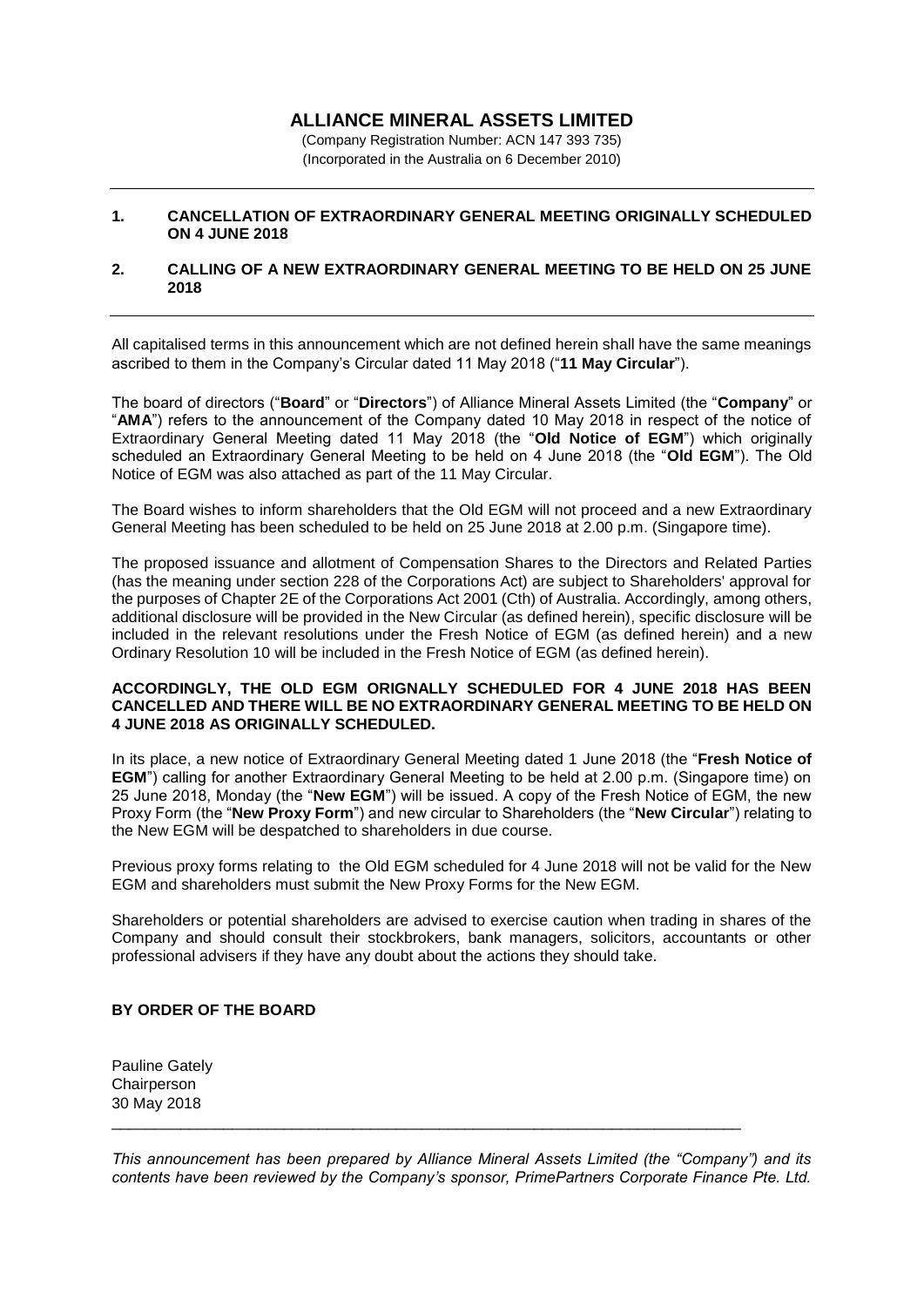# ALLIANCE MINERAL ASSETS LIMITED

(Company Registration Number: ACN 147 393 735)
(Incorporated in the Australia on 6 December 2010)

---

## 1. CANCELLATION OF EXTRAORDINARY GENERAL MEETING ORIGINALLY SCHEDULED ON 4 JUNE 2018

## 2. CALLING OF A NEW EXTRAORDINARY GENERAL MEETING TO BE HELD ON 25 JUNE 2018

---

All capitalised terms in this announcement which are not defined herein shall have the same meanings ascribed to them in the Company's Circular dated 11 May 2018 ("**11 May Circular**").

The board of directors ("**Board**" or "**Directors**") of Alliance Mineral Assets Limited (the "**Company**" or "**AMA**") refers to the announcement of the Company dated 10 May 2018 in respect of the notice of Extraordinary General Meeting dated 11 May 2018 (the "**Old Notice of EGM**") which originally scheduled an Extraordinary General Meeting to be held on 4 June 2018 (the "**Old EGM**"). The Old Notice of EGM was also attached as part of the 11 May Circular.

The Board wishes to inform shareholders that the Old EGM will not proceed and a new Extraordinary General Meeting has been scheduled to be held on 25 June 2018 at 2.00 p.m. (Singapore time).

The proposed issuance and allotment of Compensation Shares to the Directors and Related Parties (has the meaning under section 228 of the Corporations Act) are subject to Shareholders' approval for the purposes of Chapter 2E of the Corporations Act 2001 (Cth) of Australia. Accordingly, among others, additional disclosure will be provided in the New Circular (as defined herein), specific disclosure will be included in the relevant resolutions under the Fresh Notice of EGM (as defined herein) and a new Ordinary Resolution 10 will be included in the Fresh Notice of EGM (as defined herein).

**ACCORDINGLY, THE OLD EGM ORIGNALLY SCHEDULED FOR 4 JUNE 2018 HAS BEEN CANCELLED AND THERE WILL BE NO EXTRAORDINARY GENERAL MEETING TO BE HELD ON 4 JUNE 2018 AS ORIGINALLY SCHEDULED.**

In its place, a new notice of Extraordinary General Meeting dated 1 June 2018 (the "**Fresh Notice of EGM**") calling for another Extraordinary General Meeting to be held at 2.00 p.m. (Singapore time) on 25 June 2018, Monday (the "**New EGM**") will be issued. A copy of the Fresh Notice of EGM, the new Proxy Form (the "**New Proxy Form**") and new circular to Shareholders (the "**New Circular**") relating to the New EGM will be despatched to shareholders in due course.

Previous proxy forms relating to the Old EGM scheduled for 4 June 2018 will not be valid for the New EGM and shareholders must submit the New Proxy Forms for the New EGM.

Shareholders or potential shareholders are advised to exercise caution when trading in shares of the Company and should consult their stockbrokers, bank managers, solicitors, accountants or other professional advisers if they have any doubt about the actions they should take.

**BY ORDER OF THE BOARD**

Pauline Gately
Chairperson
30 May 2018

---

*This announcement has been prepared by Alliance Mineral Assets Limited (the "Company") and its contents have been reviewed by the Company's sponsor, PrimePartners Corporate Finance Pte. Ltd.*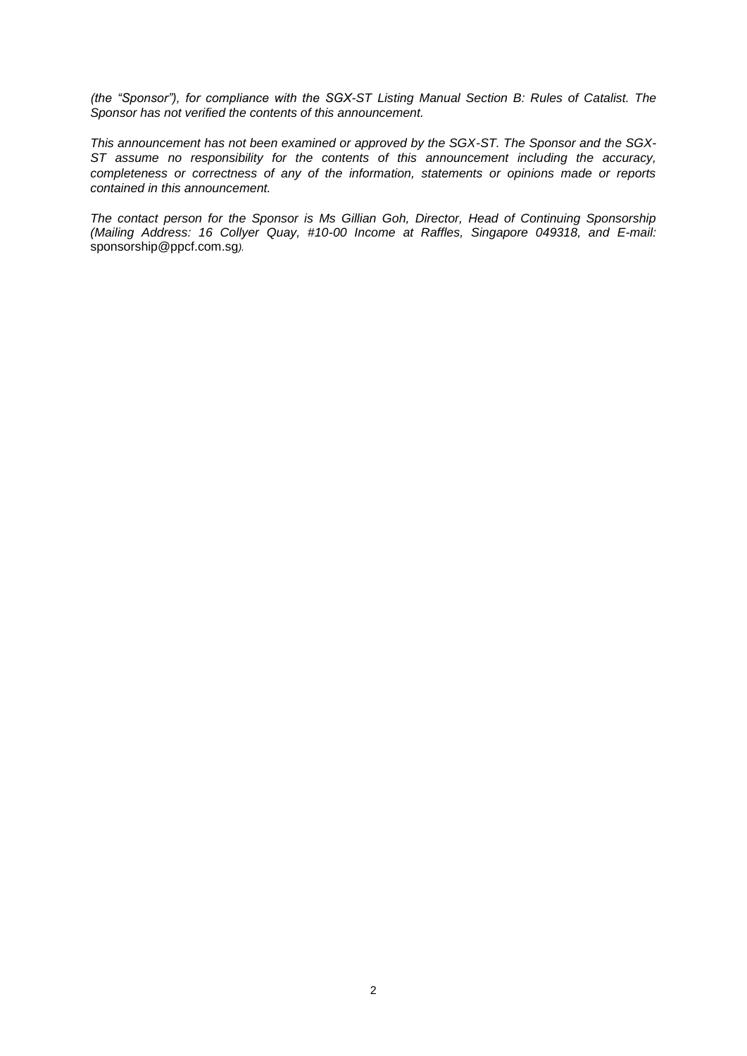*(the "Sponsor"), for compliance with the SGX-ST Listing Manual Section B: Rules of Catalist. The Sponsor has not verified the contents of this announcement.*

*This announcement has not been examined or approved by the SGX-ST. The Sponsor and the SGX-ST assume no responsibility for the contents of this announcement including the accuracy, completeness or correctness of any of the information, statements or opinions made or reports contained in this announcement.*

*The contact person for the Sponsor is Ms Gillian Goh, Director, Head of Continuing Sponsorship (Mailing Address: 16 Collyer Quay, #10-00 Income at Raffles, Singapore 049318, and E-mail:* sponsorship@ppcf.com.sg*).*